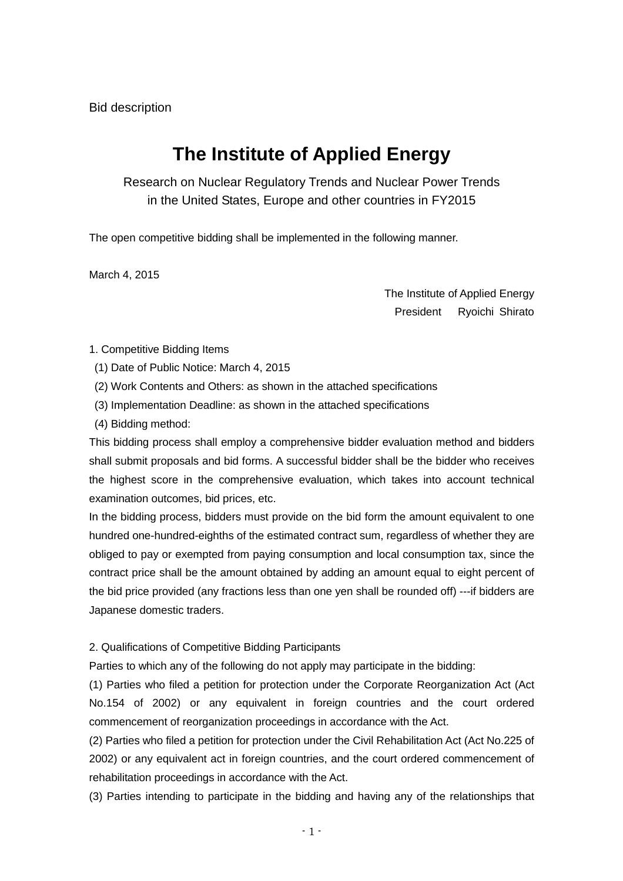Bid description

# The Institute of Applied Energy

Research on Nuclear Regulatory Trends and Nuclear Power Trends
in the United States, Europe and other countries in FY2015

The open competitive bidding shall be implemented in the following manner.

March 4, 2015

The Institute of Applied Energy
President Ryoichi Shirato

1. Competitive Bidding Items

(1) Date of Public Notice: March 4, 2015

(2) Work Contents and Others: as shown in the attached specifications

(3) Implementation Deadline: as shown in the attached specifications

(4) Bidding method:

This bidding process shall employ a comprehensive bidder evaluation method and bidders shall submit proposals and bid forms. A successful bidder shall be the bidder who receives the highest score in the comprehensive evaluation, which takes into account technical examination outcomes, bid prices, etc.

In the bidding process, bidders must provide on the bid form the amount equivalent to one hundred one-hundred-eighths of the estimated contract sum, regardless of whether they are obliged to pay or exempted from paying consumption and local consumption tax, since the contract price shall be the amount obtained by adding an amount equal to eight percent of the bid price provided (any fractions less than one yen shall be rounded off) ---if bidders are Japanese domestic traders.

2. Qualifications of Competitive Bidding Participants

Parties to which any of the following do not apply may participate in the bidding:

(1) Parties who filed a petition for protection under the Corporate Reorganization Act (Act No.154 of 2002) or any equivalent in foreign countries and the court ordered commencement of reorganization proceedings in accordance with the Act.

(2) Parties who filed a petition for protection under the Civil Rehabilitation Act (Act No.225 of 2002) or any equivalent act in foreign countries, and the court ordered commencement of rehabilitation proceedings in accordance with the Act.

(3) Parties intending to participate in the bidding and having any of the relationships that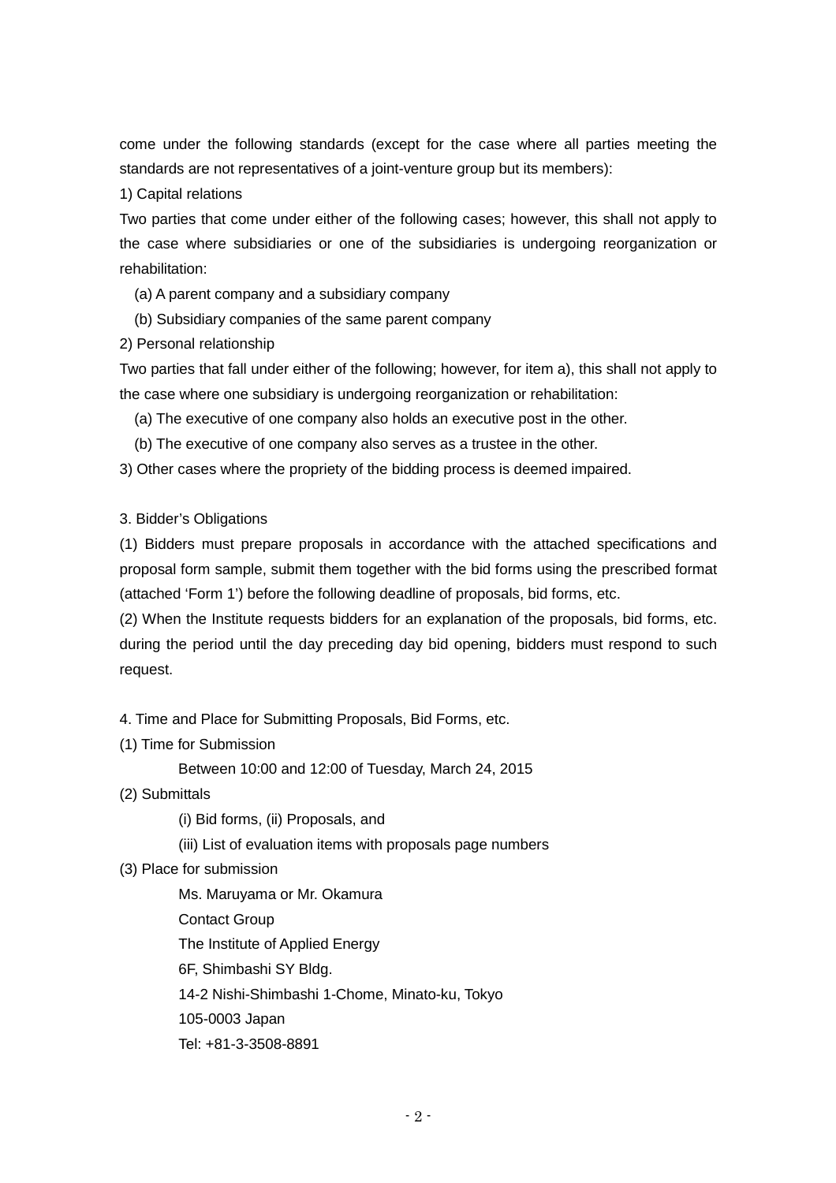come under the following standards (except for the case where all parties meeting the standards are not representatives of a joint-venture group but its members):

1) Capital relations

Two parties that come under either of the following cases; however, this shall not apply to the case where subsidiaries or one of the subsidiaries is undergoing reorganization or rehabilitation:

(a) A parent company and a subsidiary company

(b) Subsidiary companies of the same parent company

2) Personal relationship

Two parties that fall under either of the following; however, for item a), this shall not apply to the case where one subsidiary is undergoing reorganization or rehabilitation:

(a) The executive of one company also holds an executive post in the other.

(b) The executive of one company also serves as a trustee in the other.

3) Other cases where the propriety of the bidding process is deemed impaired.

3. Bidder's Obligations

(1) Bidders must prepare proposals in accordance with the attached specifications and proposal form sample, submit them together with the bid forms using the prescribed format (attached 'Form 1') before the following deadline of proposals, bid forms, etc.

(2) When the Institute requests bidders for an explanation of the proposals, bid forms, etc. during the period until the day preceding day bid opening, bidders must respond to such request.

4. Time and Place for Submitting Proposals, Bid Forms, etc.

(1) Time for Submission

Between 10:00 and 12:00 of Tuesday, March 24, 2015

(2) Submittals

(i) Bid forms, (ii) Proposals, and

(iii) List of evaluation items with proposals page numbers

(3) Place for submission

Ms. Maruyama or Mr. Okamura

Contact Group

The Institute of Applied Energy

6F, Shimbashi SY Bldg.

14-2 Nishi-Shimbashi 1-Chome, Minato-ku, Tokyo

105-0003 Japan

Tel: +81-3-3508-8891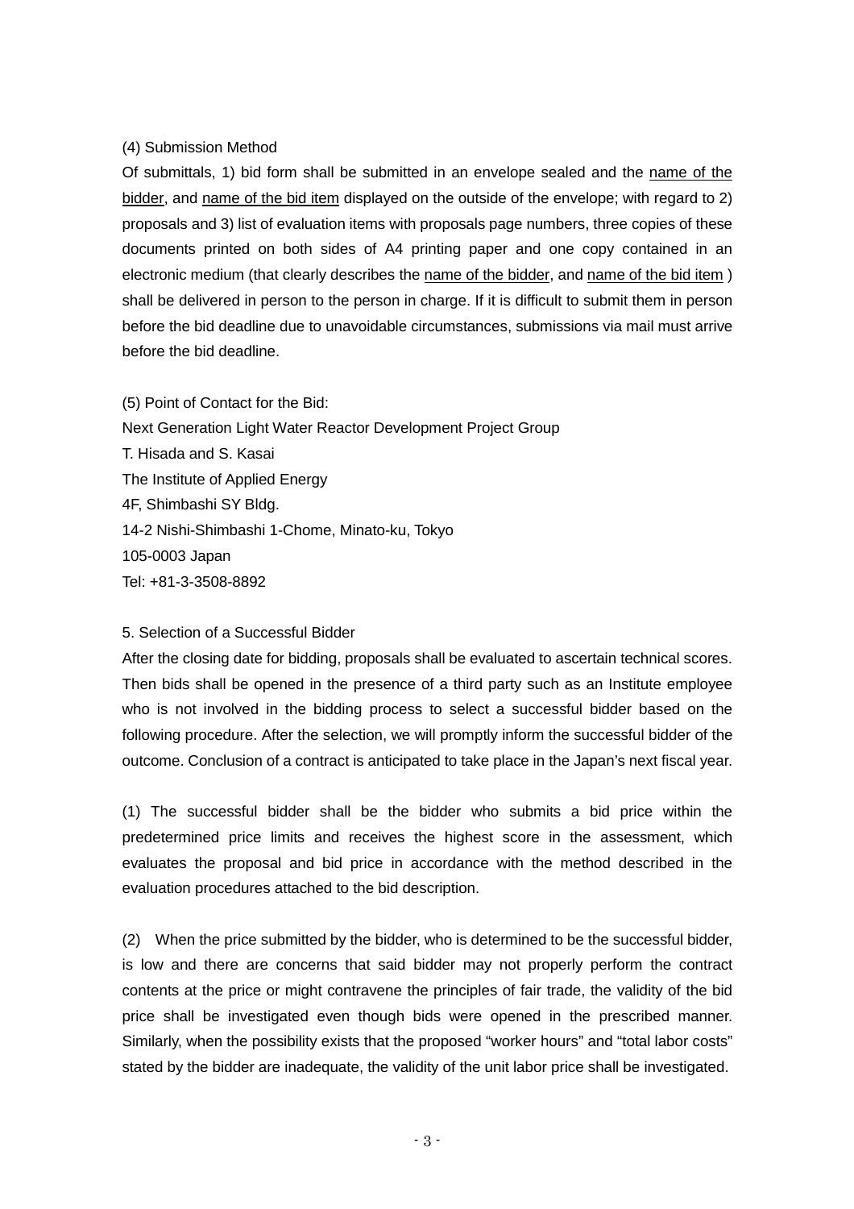(4) Submission Method

Of submittals, 1) bid form shall be submitted in an envelope sealed and the name of the bidder, and name of the bid item displayed on the outside of the envelope; with regard to 2) proposals and 3) list of evaluation items with proposals page numbers, three copies of these documents printed on both sides of A4 printing paper and one copy contained in an electronic medium (that clearly describes the name of the bidder, and name of the bid item ) shall be delivered in person to the person in charge. If it is difficult to submit them in person before the bid deadline due to unavoidable circumstances, submissions via mail must arrive before the bid deadline.

(5) Point of Contact for the Bid:
Next Generation Light Water Reactor Development Project Group
T. Hisada and S. Kasai
The Institute of Applied Energy
4F, Shimbashi SY Bldg.
14-2 Nishi-Shimbashi 1-Chome, Minato-ku, Tokyo
105-0003 Japan
Tel: +81-3-3508-8892

5. Selection of a Successful Bidder

After the closing date for bidding, proposals shall be evaluated to ascertain technical scores. Then bids shall be opened in the presence of a third party such as an Institute employee who is not involved in the bidding process to select a successful bidder based on the following procedure. After the selection, we will promptly inform the successful bidder of the outcome. Conclusion of a contract is anticipated to take place in the Japan's next fiscal year.

(1) The successful bidder shall be the bidder who submits a bid price within the predetermined price limits and receives the highest score in the assessment, which evaluates the proposal and bid price in accordance with the method described in the evaluation procedures attached to the bid description.

(2) When the price submitted by the bidder, who is determined to be the successful bidder, is low and there are concerns that said bidder may not properly perform the contract contents at the price or might contravene the principles of fair trade, the validity of the bid price shall be investigated even though bids were opened in the prescribed manner. Similarly, when the possibility exists that the proposed "worker hours" and "total labor costs" stated by the bidder are inadequate, the validity of the unit labor price shall be investigated.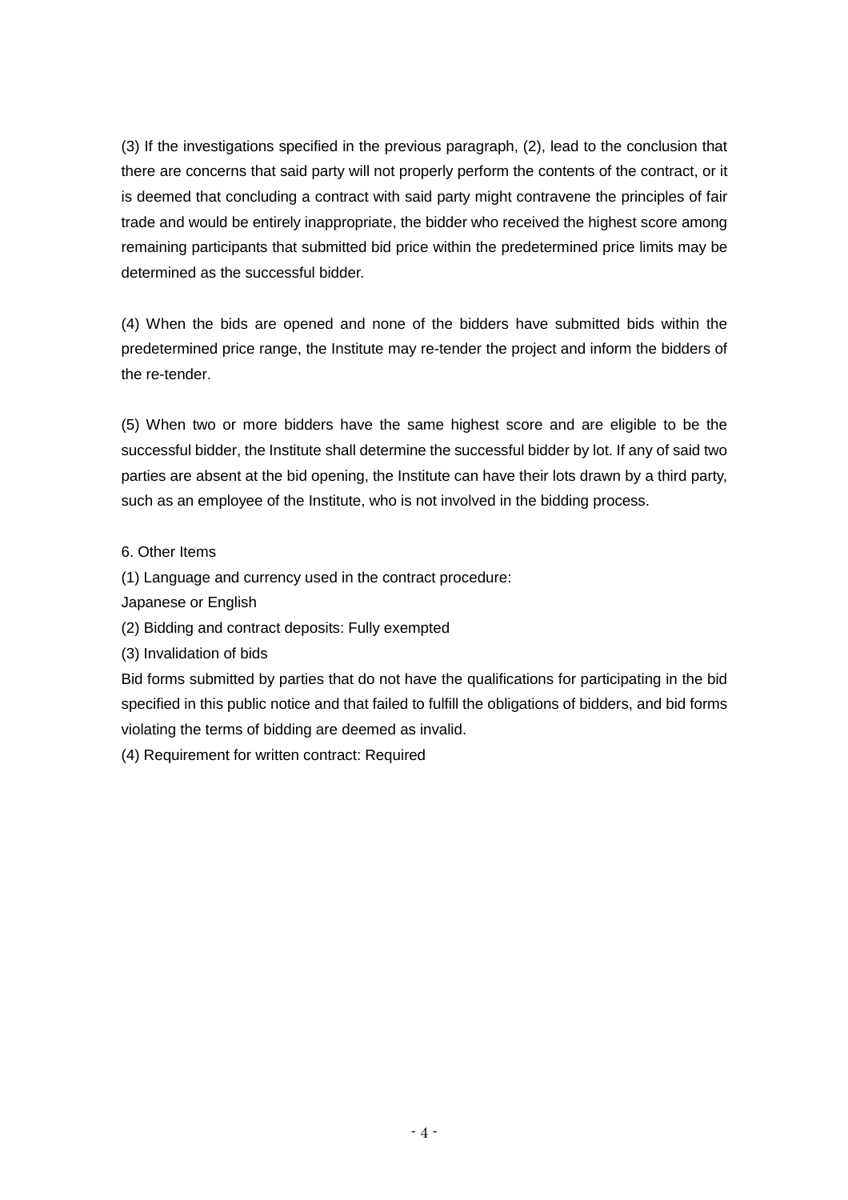(3) If the investigations specified in the previous paragraph, (2), lead to the conclusion that there are concerns that said party will not properly perform the contents of the contract, or it is deemed that concluding a contract with said party might contravene the principles of fair trade and would be entirely inappropriate, the bidder who received the highest score among remaining participants that submitted bid price within the predetermined price limits may be determined as the successful bidder.

(4) When the bids are opened and none of the bidders have submitted bids within the predetermined price range, the Institute may re-tender the project and inform the bidders of the re-tender.

(5) When two or more bidders have the same highest score and are eligible to be the successful bidder, the Institute shall determine the successful bidder by lot. If any of said two parties are absent at the bid opening, the Institute can have their lots drawn by a third party, such as an employee of the Institute, who is not involved in the bidding process.

6. Other Items

(1) Language and currency used in the contract procedure:
Japanese or English

(2) Bidding and contract deposits: Fully exempted

(3) Invalidation of bids

Bid forms submitted by parties that do not have the qualifications for participating in the bid specified in this public notice and that failed to fulfill the obligations of bidders, and bid forms violating the terms of bidding are deemed as invalid.

(4) Requirement for written contract: Required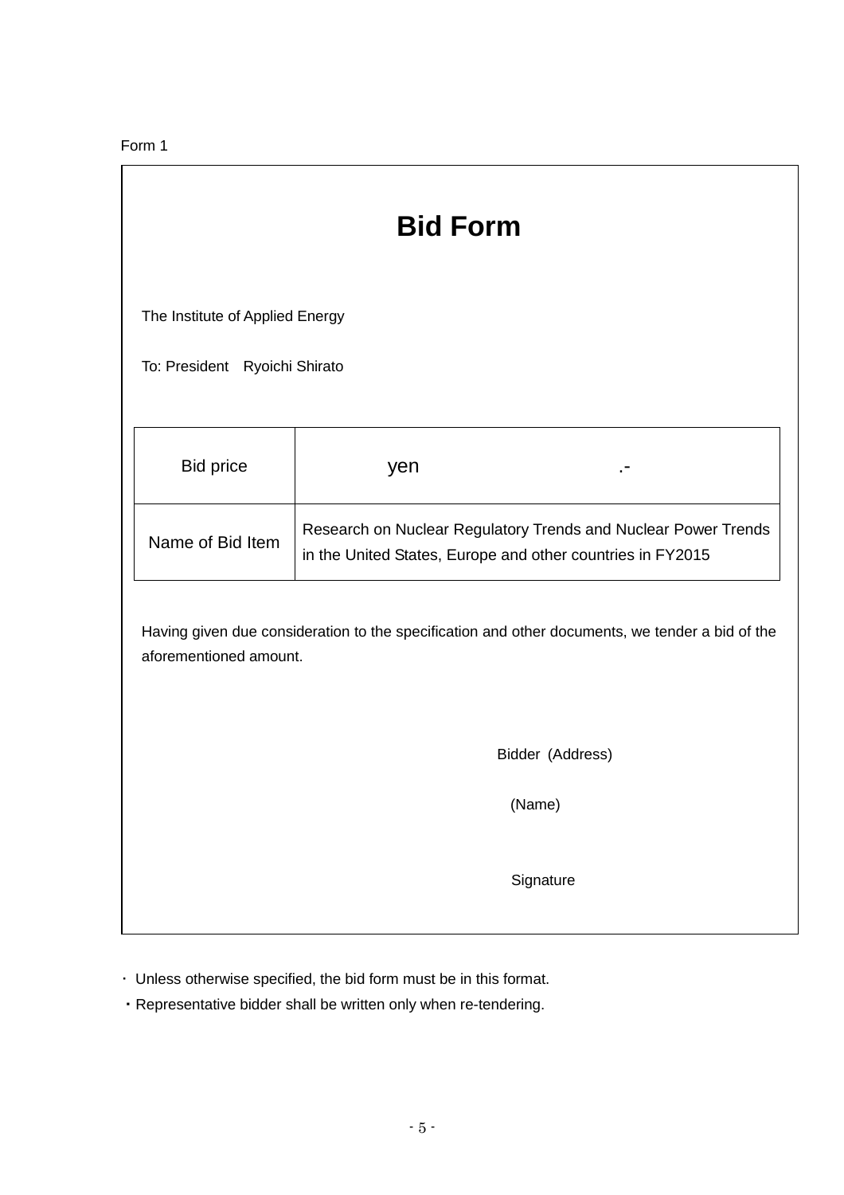Form 1

# Bid Form

The Institute of Applied Energy

To: President　Ryoichi Shirato

| | |
|---|---|
| Bid price | yen　　　　　　　　　　　.- |
| Name of Bid Item | Research on Nuclear Regulatory Trends and Nuclear Power Trends in the United States, Europe and other countries in FY2015 |

Having given due consideration to the specification and other documents, we tender a bid of the aforementioned amount.

Bidder (Address)

(Name)

Signature

- Unless otherwise specified, the bid form must be in this format.
- Representative bidder shall be written only when re-tendering.